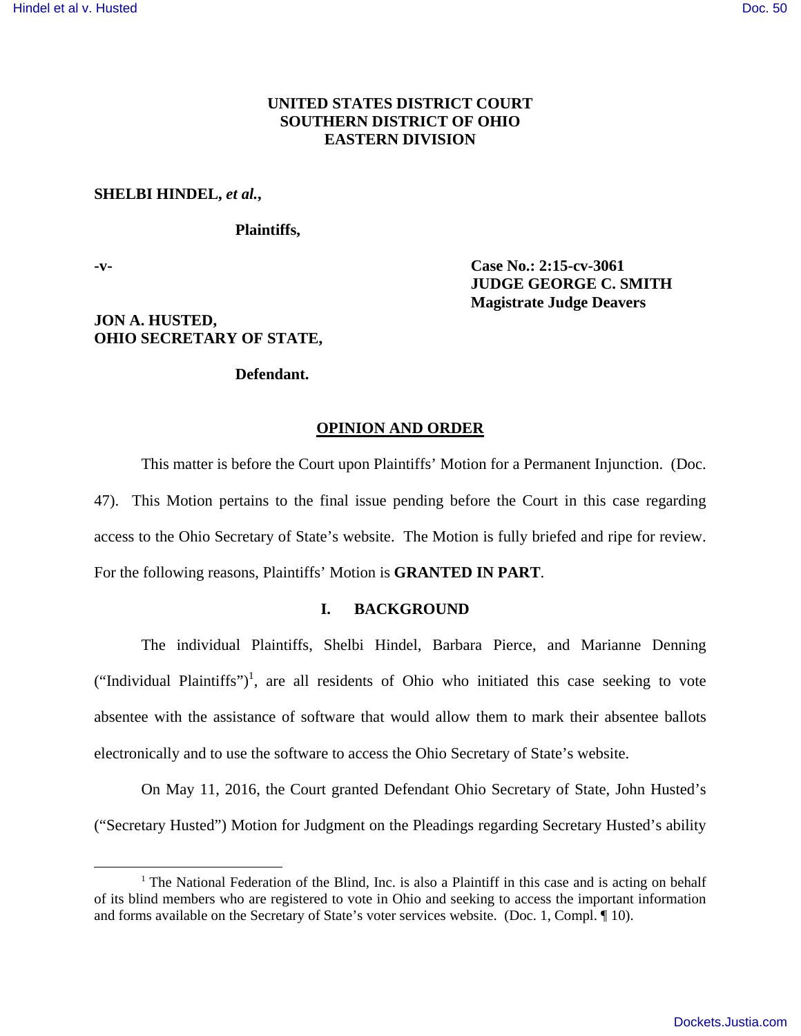**UNITED STATES DISTRICT COURT**
**SOUTHERN DISTRICT OF OHIO**
**EASTERN DIVISION**

**SHELBI HINDEL, *et al.*,**

**Plaintiffs,**

**-v-**

**Case No.: 2:15-cv-3061**
**JUDGE GEORGE C. SMITH**
**Magistrate Judge Deavers**

**JON A. HUSTED,**
**OHIO SECRETARY OF STATE,**

**Defendant.**

## OPINION AND ORDER

This matter is before the Court upon Plaintiffs' Motion for a Permanent Injunction. (Doc. 47). This Motion pertains to the final issue pending before the Court in this case regarding access to the Ohio Secretary of State's website. The Motion is fully briefed and ripe for review. For the following reasons, Plaintiffs' Motion is **GRANTED IN PART**.

### I. BACKGROUND

The individual Plaintiffs, Shelbi Hindel, Barbara Pierce, and Marianne Denning ("Individual Plaintiffs")[1], are all residents of Ohio who initiated this case seeking to vote absentee with the assistance of software that would allow them to mark their absentee ballots electronically and to use the software to access the Ohio Secretary of State's website.

On May 11, 2016, the Court granted Defendant Ohio Secretary of State, John Husted's ("Secretary Husted") Motion for Judgment on the Pleadings regarding Secretary Husted's ability

[1] The National Federation of the Blind, Inc. is also a Plaintiff in this case and is acting on behalf of its blind members who are registered to vote in Ohio and seeking to access the important information and forms available on the Secretary of State's voter services website. (Doc. 1, Compl. ¶ 10).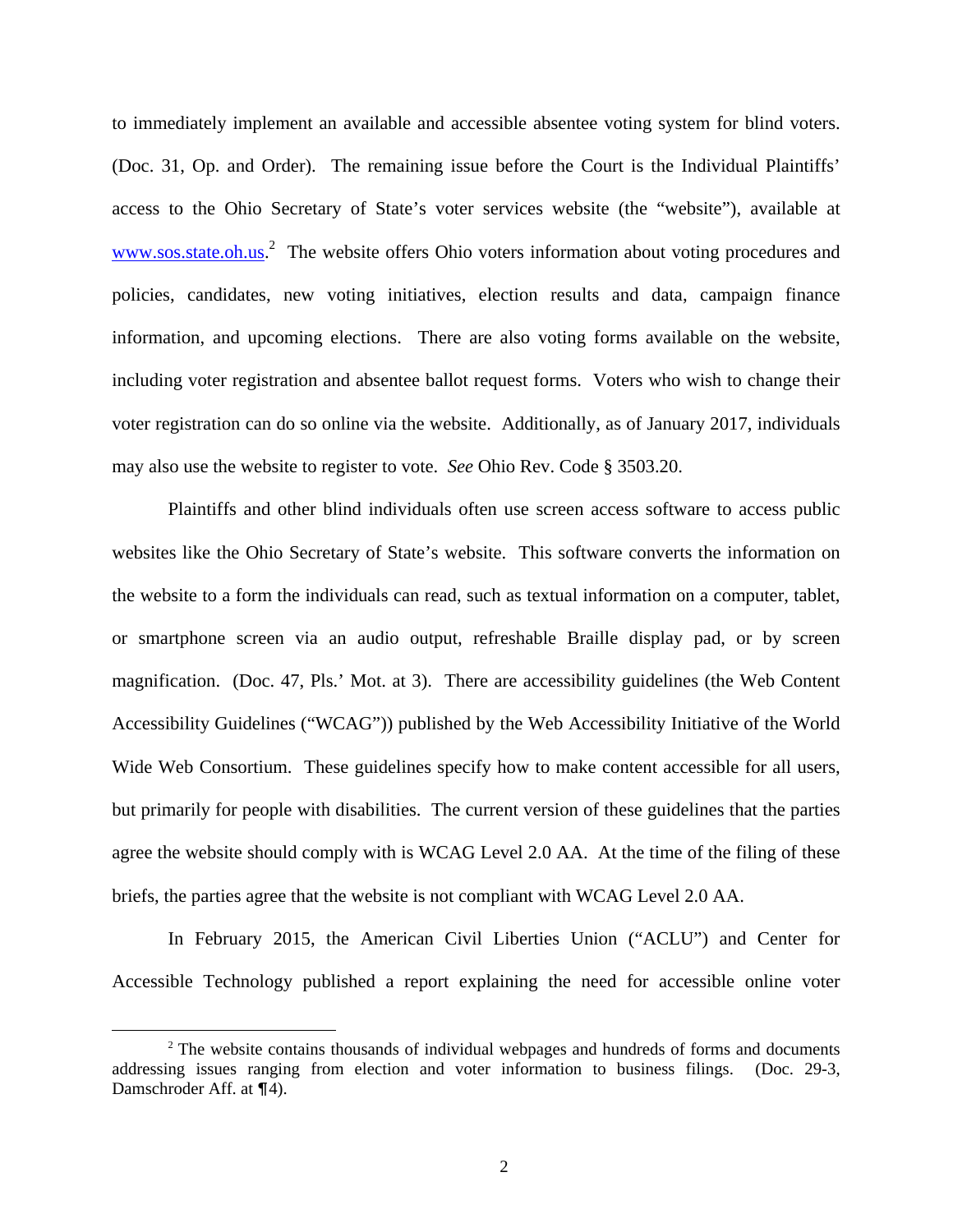to immediately implement an available and accessible absentee voting system for blind voters. (Doc. 31, Op. and Order). The remaining issue before the Court is the Individual Plaintiffs' access to the Ohio Secretary of State's voter services website (the "website"), available at www.sos.state.oh.us.[2] The website offers Ohio voters information about voting procedures and policies, candidates, new voting initiatives, election results and data, campaign finance information, and upcoming elections. There are also voting forms available on the website, including voter registration and absentee ballot request forms. Voters who wish to change their voter registration can do so online via the website. Additionally, as of January 2017, individuals may also use the website to register to vote. *See* Ohio Rev. Code § 3503.20.

Plaintiffs and other blind individuals often use screen access software to access public websites like the Ohio Secretary of State's website. This software converts the information on the website to a form the individuals can read, such as textual information on a computer, tablet, or smartphone screen via an audio output, refreshable Braille display pad, or by screen magnification. (Doc. 47, Pls.' Mot. at 3). There are accessibility guidelines (the Web Content Accessibility Guidelines ("WCAG")) published by the Web Accessibility Initiative of the World Wide Web Consortium. These guidelines specify how to make content accessible for all users, but primarily for people with disabilities. The current version of these guidelines that the parties agree the website should comply with is WCAG Level 2.0 AA. At the time of the filing of these briefs, the parties agree that the website is not compliant with WCAG Level 2.0 AA.

In February 2015, the American Civil Liberties Union ("ACLU") and Center for Accessible Technology published a report explaining the need for accessible online voter

[2] The website contains thousands of individual webpages and hundreds of forms and documents addressing issues ranging from election and voter information to business filings. (Doc. 29-3, Damschroder Aff. at ¶4).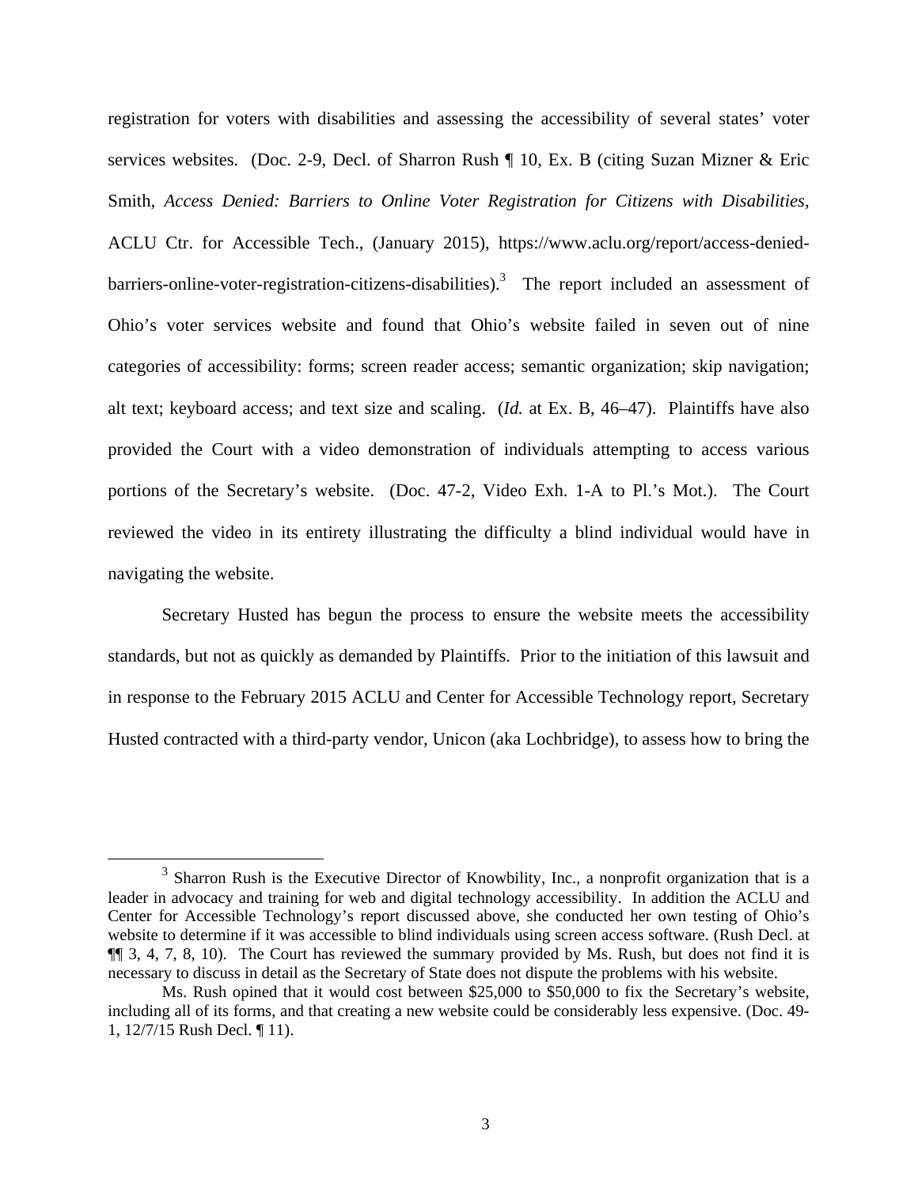registration for voters with disabilities and assessing the accessibility of several states' voter services websites. (Doc. 2-9, Decl. of Sharron Rush ¶ 10, Ex. B (citing Suzan Mizner & Eric Smith, *Access Denied: Barriers to Online Voter Registration for Citizens with Disabilities*, ACLU Ctr. for Accessible Tech., (January 2015), https://www.aclu.org/report/access-denied-barriers-online-voter-registration-citizens-disabilities).[3] The report included an assessment of Ohio's voter services website and found that Ohio's website failed in seven out of nine categories of accessibility: forms; screen reader access; semantic organization; skip navigation; alt text; keyboard access; and text size and scaling. (*Id.* at Ex. B, 46–47). Plaintiffs have also provided the Court with a video demonstration of individuals attempting to access various portions of the Secretary's website. (Doc. 47-2, Video Exh. 1-A to Pl.'s Mot.). The Court reviewed the video in its entirety illustrating the difficulty a blind individual would have in navigating the website.

Secretary Husted has begun the process to ensure the website meets the accessibility standards, but not as quickly as demanded by Plaintiffs. Prior to the initiation of this lawsuit and in response to the February 2015 ACLU and Center for Accessible Technology report, Secretary Husted contracted with a third-party vendor, Unicon (aka Lochbridge), to assess how to bring the

---

[3] Sharron Rush is the Executive Director of Knowbility, Inc., a nonprofit organization that is a leader in advocacy and training for web and digital technology accessibility. In addition the ACLU and Center for Accessible Technology's report discussed above, she conducted her own testing of Ohio's website to determine if it was accessible to blind individuals using screen access software. (Rush Decl. at ¶¶ 3, 4, 7, 8, 10). The Court has reviewed the summary provided by Ms. Rush, but does not find it is necessary to discuss in detail as the Secretary of State does not dispute the problems with his website.

Ms. Rush opined that it would cost between $25,000 to $50,000 to fix the Secretary's website, including all of its forms, and that creating a new website could be considerably less expensive. (Doc. 49-1, 12/7/15 Rush Decl. ¶ 11).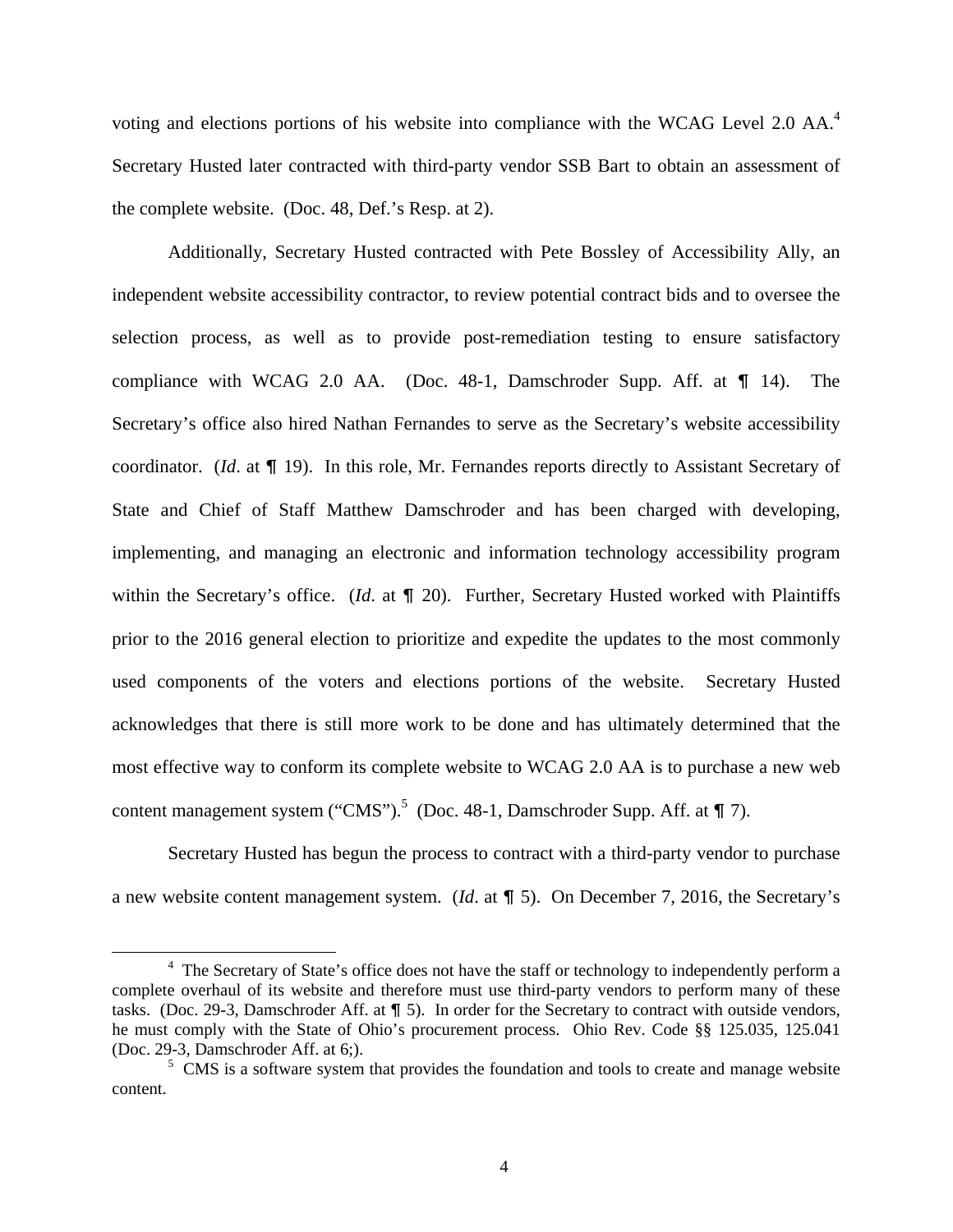voting and elections portions of his website into compliance with the WCAG Level 2.0 AA.[4] Secretary Husted later contracted with third-party vendor SSB Bart to obtain an assessment of the complete website. (Doc. 48, Def.'s Resp. at 2).

Additionally, Secretary Husted contracted with Pete Bossley of Accessibility Ally, an independent website accessibility contractor, to review potential contract bids and to oversee the selection process, as well as to provide post-remediation testing to ensure satisfactory compliance with WCAG 2.0 AA. (Doc. 48-1, Damschroder Supp. Aff. at ¶ 14). The Secretary's office also hired Nathan Fernandes to serve as the Secretary's website accessibility coordinator. (*Id*. at ¶ 19). In this role, Mr. Fernandes reports directly to Assistant Secretary of State and Chief of Staff Matthew Damschroder and has been charged with developing, implementing, and managing an electronic and information technology accessibility program within the Secretary's office. (*Id*. at ¶ 20). Further, Secretary Husted worked with Plaintiffs prior to the 2016 general election to prioritize and expedite the updates to the most commonly used components of the voters and elections portions of the website. Secretary Husted acknowledges that there is still more work to be done and has ultimately determined that the most effective way to conform its complete website to WCAG 2.0 AA is to purchase a new web content management system ("CMS").[5] (Doc. 48-1, Damschroder Supp. Aff. at ¶ 7).

Secretary Husted has begun the process to contract with a third-party vendor to purchase a new website content management system. (*Id*. at ¶ 5). On December 7, 2016, the Secretary's

---

[4] The Secretary of State's office does not have the staff or technology to independently perform a complete overhaul of its website and therefore must use third-party vendors to perform many of these tasks. (Doc. 29-3, Damschroder Aff. at ¶ 5). In order for the Secretary to contract with outside vendors, he must comply with the State of Ohio's procurement process. Ohio Rev. Code §§ 125.035, 125.041 (Doc. 29-3, Damschroder Aff. at 6;).

[5] CMS is a software system that provides the foundation and tools to create and manage website content.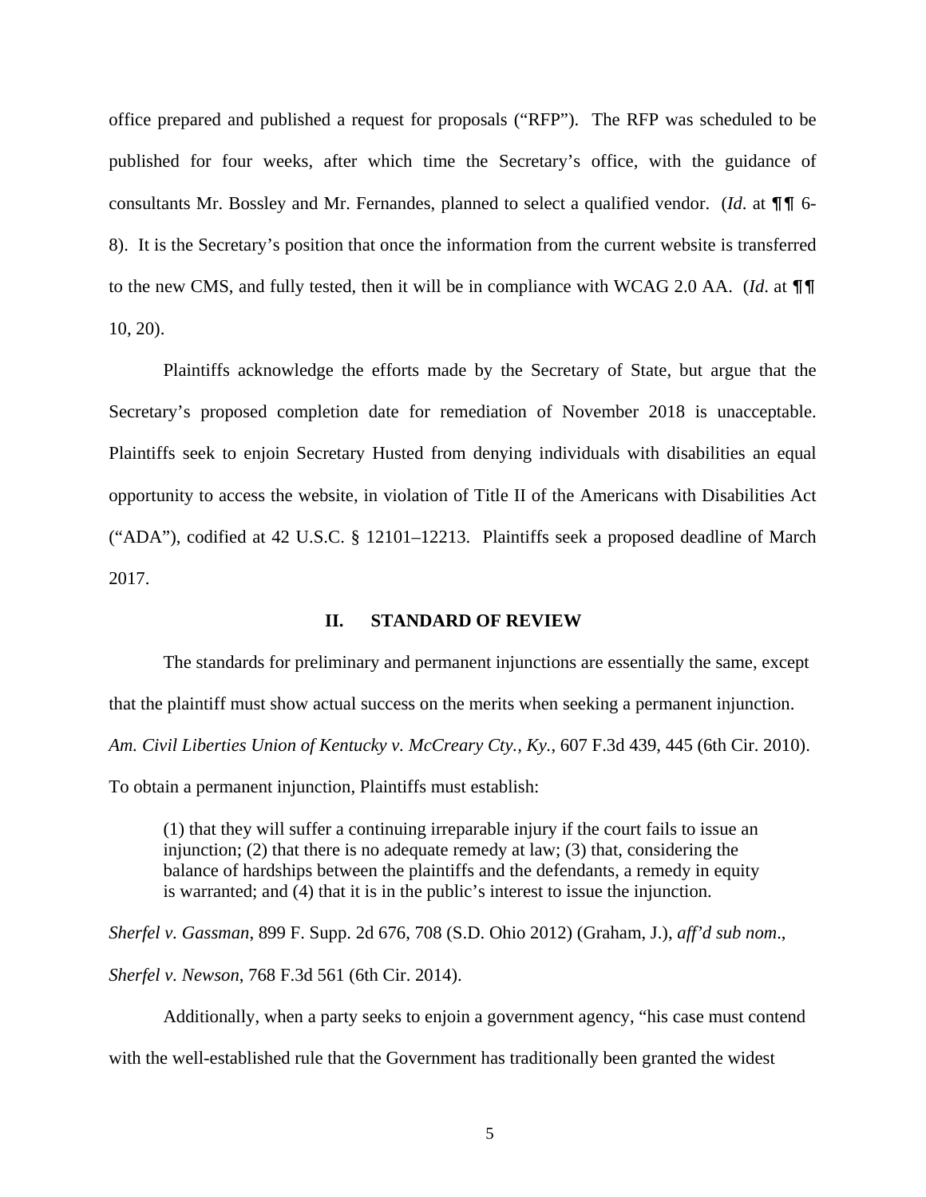office prepared and published a request for proposals ("RFP"). The RFP was scheduled to be published for four weeks, after which time the Secretary's office, with the guidance of consultants Mr. Bossley and Mr. Fernandes, planned to select a qualified vendor. (*Id*. at ¶¶ 6-8). It is the Secretary's position that once the information from the current website is transferred to the new CMS, and fully tested, then it will be in compliance with WCAG 2.0 AA. (*Id*. at ¶¶ 10, 20).

Plaintiffs acknowledge the efforts made by the Secretary of State, but argue that the Secretary's proposed completion date for remediation of November 2018 is unacceptable. Plaintiffs seek to enjoin Secretary Husted from denying individuals with disabilities an equal opportunity to access the website, in violation of Title II of the Americans with Disabilities Act ("ADA"), codified at 42 U.S.C. § 12101–12213. Plaintiffs seek a proposed deadline of March 2017.

## II. STANDARD OF REVIEW

The standards for preliminary and permanent injunctions are essentially the same, except that the plaintiff must show actual success on the merits when seeking a permanent injunction. *Am. Civil Liberties Union of Kentucky v. McCreary Cty., Ky.*, 607 F.3d 439, 445 (6th Cir. 2010). To obtain a permanent injunction, Plaintiffs must establish:

> (1) that they will suffer a continuing irreparable injury if the court fails to issue an injunction; (2) that there is no adequate remedy at law; (3) that, considering the balance of hardships between the plaintiffs and the defendants, a remedy in equity is warranted; and (4) that it is in the public's interest to issue the injunction.

*Sherfel v. Gassman*, 899 F. Supp. 2d 676, 708 (S.D. Ohio 2012) (Graham, J.), *aff'd sub nom*., *Sherfel v. Newson*, 768 F.3d 561 (6th Cir. 2014).

Additionally, when a party seeks to enjoin a government agency, "his case must contend with the well-established rule that the Government has traditionally been granted the widest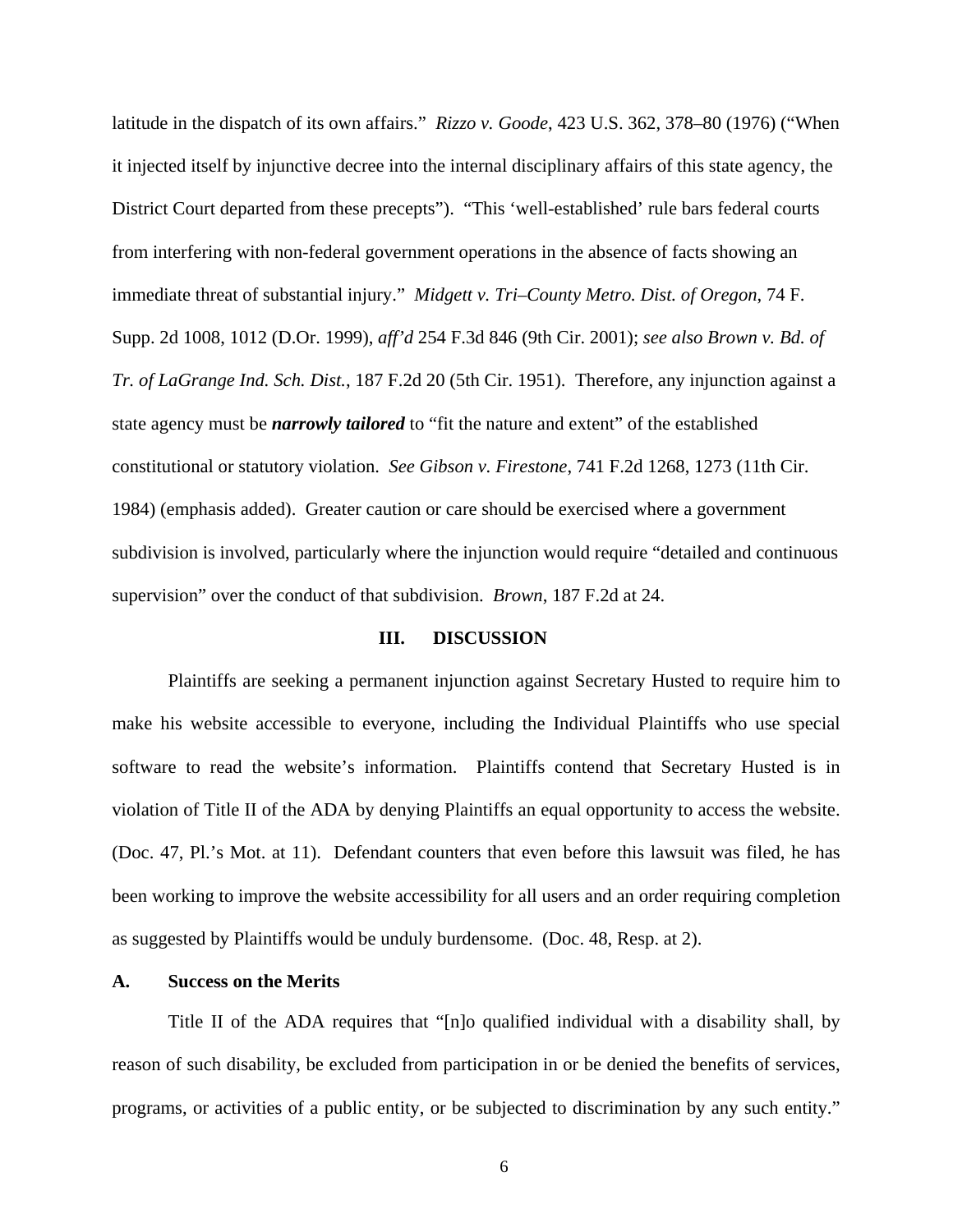latitude in the dispatch of its own affairs." *Rizzo v. Goode*, 423 U.S. 362, 378–80 (1976) ("When it injected itself by injunctive decree into the internal disciplinary affairs of this state agency, the District Court departed from these precepts"). "This 'well-established' rule bars federal courts from interfering with non-federal government operations in the absence of facts showing an immediate threat of substantial injury." *Midgett v. Tri–County Metro. Dist. of Oregon*, 74 F. Supp. 2d 1008, 1012 (D.Or. 1999), *aff'd* 254 F.3d 846 (9th Cir. 2001); *see also Brown v. Bd. of Tr. of LaGrange Ind. Sch. Dist.*, 187 F.2d 20 (5th Cir. 1951). Therefore, any injunction against a state agency must be ***narrowly tailored*** to "fit the nature and extent" of the established constitutional or statutory violation. *See Gibson v. Firestone*, 741 F.2d 1268, 1273 (11th Cir. 1984) (emphasis added). Greater caution or care should be exercised where a government subdivision is involved, particularly where the injunction would require "detailed and continuous supervision" over the conduct of that subdivision. *Brown*, 187 F.2d at 24.

## III. DISCUSSION

Plaintiffs are seeking a permanent injunction against Secretary Husted to require him to make his website accessible to everyone, including the Individual Plaintiffs who use special software to read the website's information. Plaintiffs contend that Secretary Husted is in violation of Title II of the ADA by denying Plaintiffs an equal opportunity to access the website. (Doc. 47, Pl.'s Mot. at 11). Defendant counters that even before this lawsuit was filed, he has been working to improve the website accessibility for all users and an order requiring completion as suggested by Plaintiffs would be unduly burdensome. (Doc. 48, Resp. at 2).

### A. Success on the Merits

Title II of the ADA requires that "[n]o qualified individual with a disability shall, by reason of such disability, be excluded from participation in or be denied the benefits of services, programs, or activities of a public entity, or be subjected to discrimination by any such entity."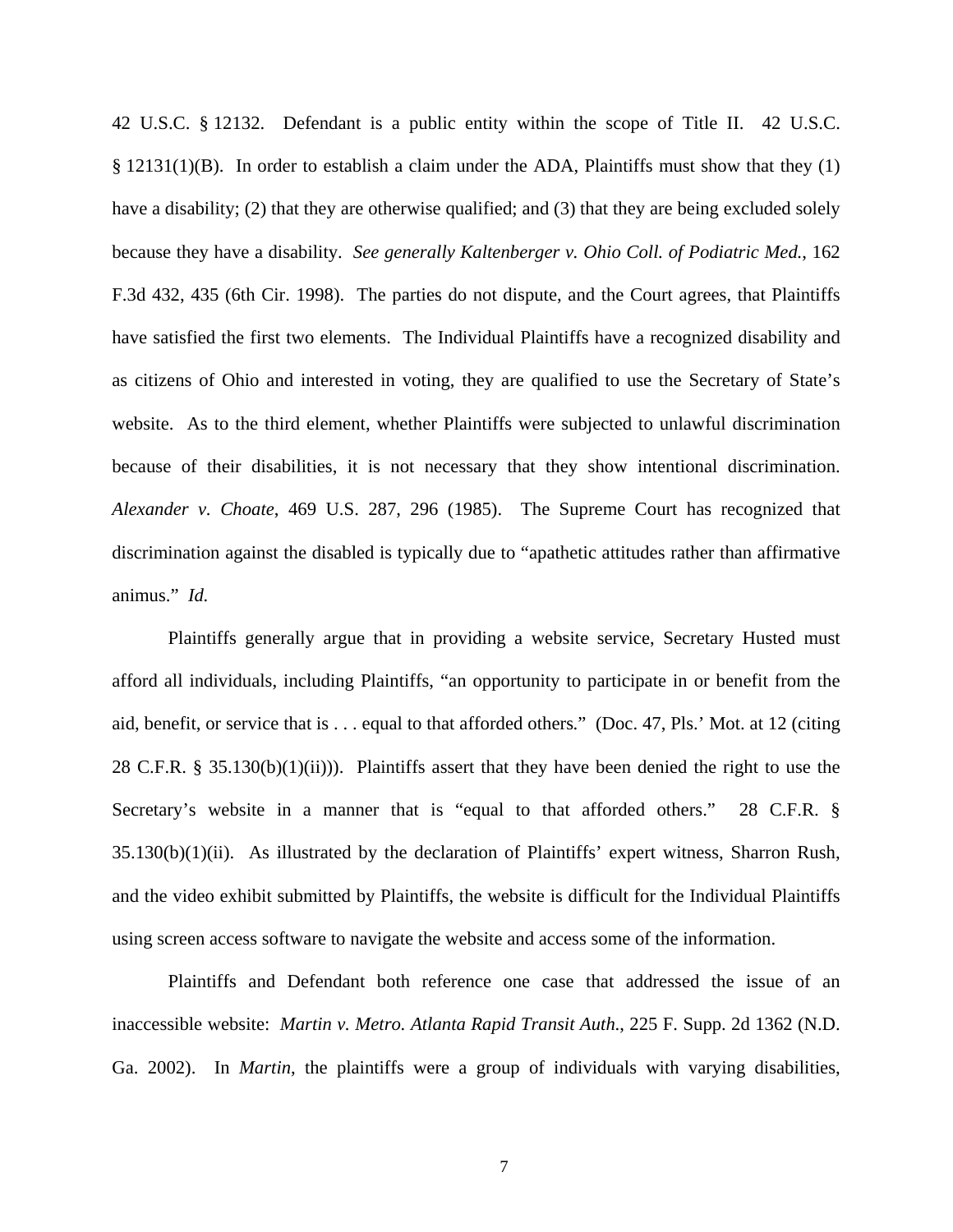42 U.S.C. § 12132. Defendant is a public entity within the scope of Title II. 42 U.S.C. § 12131(1)(B). In order to establish a claim under the ADA, Plaintiffs must show that they (1) have a disability; (2) that they are otherwise qualified; and (3) that they are being excluded solely because they have a disability. *See generally Kaltenberger v. Ohio Coll. of Podiatric Med.*, 162 F.3d 432, 435 (6th Cir. 1998). The parties do not dispute, and the Court agrees, that Plaintiffs have satisfied the first two elements. The Individual Plaintiffs have a recognized disability and as citizens of Ohio and interested in voting, they are qualified to use the Secretary of State's website. As to the third element, whether Plaintiffs were subjected to unlawful discrimination because of their disabilities, it is not necessary that they show intentional discrimination. *Alexander v. Choate*, 469 U.S. 287, 296 (1985). The Supreme Court has recognized that discrimination against the disabled is typically due to "apathetic attitudes rather than affirmative animus." *Id.*

Plaintiffs generally argue that in providing a website service, Secretary Husted must afford all individuals, including Plaintiffs, "an opportunity to participate in or benefit from the aid, benefit, or service that is . . . equal to that afforded others." (Doc. 47, Pls.' Mot. at 12 (citing 28 C.F.R. § 35.130(b)(1)(ii))). Plaintiffs assert that they have been denied the right to use the Secretary's website in a manner that is "equal to that afforded others." 28 C.F.R. § 35.130(b)(1)(ii). As illustrated by the declaration of Plaintiffs' expert witness, Sharron Rush, and the video exhibit submitted by Plaintiffs, the website is difficult for the Individual Plaintiffs using screen access software to navigate the website and access some of the information.

Plaintiffs and Defendant both reference one case that addressed the issue of an inaccessible website: *Martin v. Metro. Atlanta Rapid Transit Auth.*, 225 F. Supp. 2d 1362 (N.D. Ga. 2002). In *Martin*, the plaintiffs were a group of individuals with varying disabilities,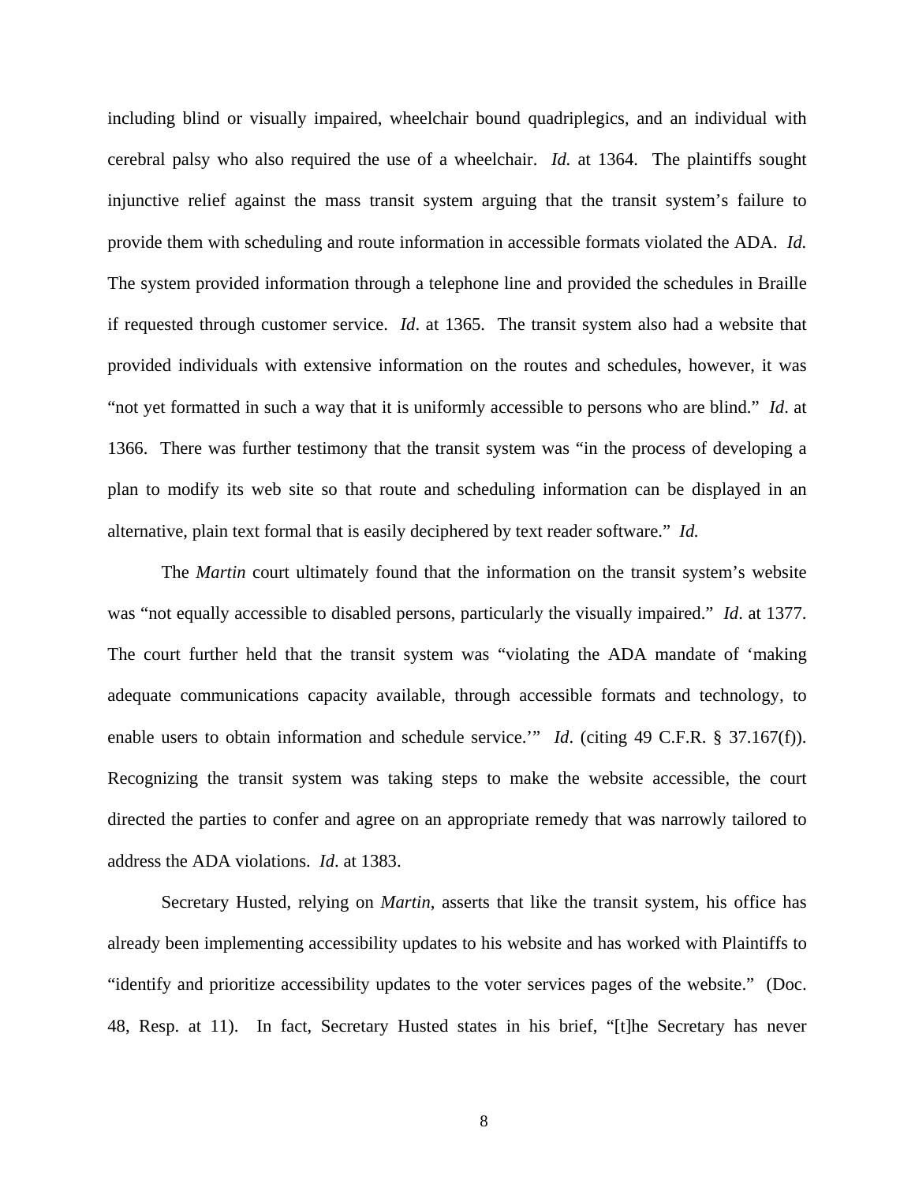including blind or visually impaired, wheelchair bound quadriplegics, and an individual with cerebral palsy who also required the use of a wheelchair. *Id.* at 1364. The plaintiffs sought injunctive relief against the mass transit system arguing that the transit system's failure to provide them with scheduling and route information in accessible formats violated the ADA. *Id.* The system provided information through a telephone line and provided the schedules in Braille if requested through customer service. *Id*. at 1365. The transit system also had a website that provided individuals with extensive information on the routes and schedules, however, it was "not yet formatted in such a way that it is uniformly accessible to persons who are blind." *Id*. at 1366. There was further testimony that the transit system was "in the process of developing a plan to modify its web site so that route and scheduling information can be displayed in an alternative, plain text formal that is easily deciphered by text reader software." *Id.*

The *Martin* court ultimately found that the information on the transit system's website was "not equally accessible to disabled persons, particularly the visually impaired." *Id*. at 1377. The court further held that the transit system was "violating the ADA mandate of 'making adequate communications capacity available, through accessible formats and technology, to enable users to obtain information and schedule service.'" *Id*. (citing 49 C.F.R. § 37.167(f)). Recognizing the transit system was taking steps to make the website accessible, the court directed the parties to confer and agree on an appropriate remedy that was narrowly tailored to address the ADA violations. *Id*. at 1383.

Secretary Husted, relying on *Martin*, asserts that like the transit system, his office has already been implementing accessibility updates to his website and has worked with Plaintiffs to "identify and prioritize accessibility updates to the voter services pages of the website." (Doc. 48, Resp. at 11). In fact, Secretary Husted states in his brief, "[t]he Secretary has never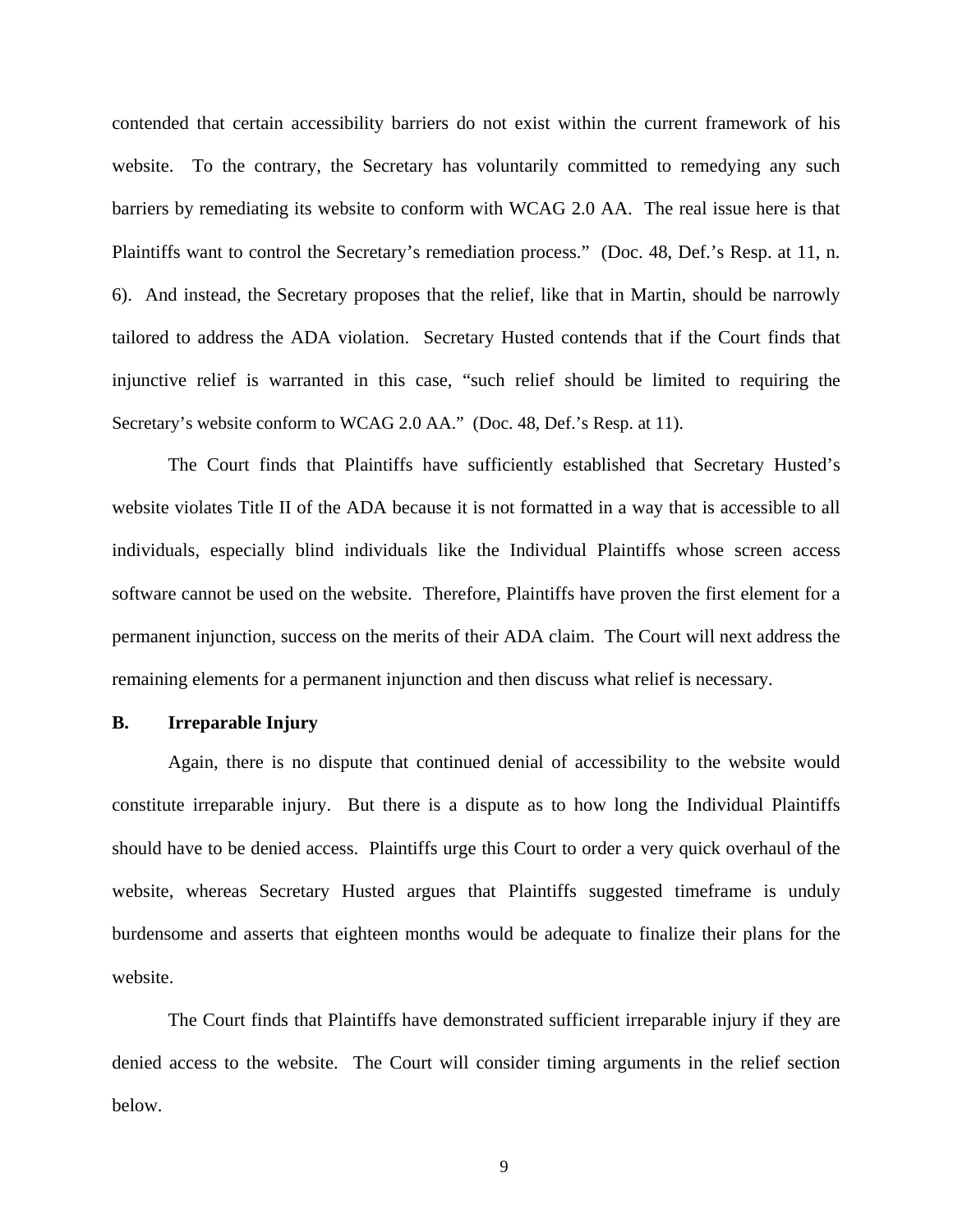contended that certain accessibility barriers do not exist within the current framework of his website. To the contrary, the Secretary has voluntarily committed to remedying any such barriers by remediating its website to conform with WCAG 2.0 AA. The real issue here is that Plaintiffs want to control the Secretary's remediation process." (Doc. 48, Def.'s Resp. at 11, n. 6). And instead, the Secretary proposes that the relief, like that in Martin, should be narrowly tailored to address the ADA violation. Secretary Husted contends that if the Court finds that injunctive relief is warranted in this case, "such relief should be limited to requiring the Secretary's website conform to WCAG 2.0 AA." (Doc. 48, Def.'s Resp. at 11).

The Court finds that Plaintiffs have sufficiently established that Secretary Husted's website violates Title II of the ADA because it is not formatted in a way that is accessible to all individuals, especially blind individuals like the Individual Plaintiffs whose screen access software cannot be used on the website. Therefore, Plaintiffs have proven the first element for a permanent injunction, success on the merits of their ADA claim. The Court will next address the remaining elements for a permanent injunction and then discuss what relief is necessary.

### B. Irreparable Injury

Again, there is no dispute that continued denial of accessibility to the website would constitute irreparable injury. But there is a dispute as to how long the Individual Plaintiffs should have to be denied access. Plaintiffs urge this Court to order a very quick overhaul of the website, whereas Secretary Husted argues that Plaintiffs suggested timeframe is unduly burdensome and asserts that eighteen months would be adequate to finalize their plans for the website.

The Court finds that Plaintiffs have demonstrated sufficient irreparable injury if they are denied access to the website. The Court will consider timing arguments in the relief section below.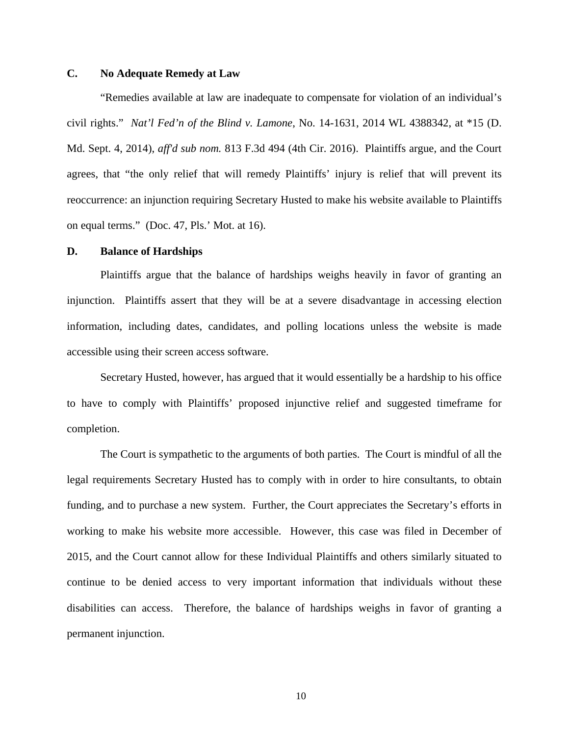### C. No Adequate Remedy at Law

"Remedies available at law are inadequate to compensate for violation of an individual's civil rights." *Nat'l Fed'n of the Blind v. Lamone*, No. 14-1631, 2014 WL 4388342, at *15 (D. Md. Sept. 4, 2014), *aff'd sub nom.* 813 F.3d 494 (4th Cir. 2016). Plaintiffs argue, and the Court agrees, that "the only relief that will remedy Plaintiffs' injury is relief that will prevent its reoccurrence: an injunction requiring Secretary Husted to make his website available to Plaintiffs on equal terms." (Doc. 47, Pls.' Mot. at 16).

### D. Balance of Hardships

Plaintiffs argue that the balance of hardships weighs heavily in favor of granting an injunction. Plaintiffs assert that they will be at a severe disadvantage in accessing election information, including dates, candidates, and polling locations unless the website is made accessible using their screen access software.

Secretary Husted, however, has argued that it would essentially be a hardship to his office to have to comply with Plaintiffs' proposed injunctive relief and suggested timeframe for completion.

The Court is sympathetic to the arguments of both parties. The Court is mindful of all the legal requirements Secretary Husted has to comply with in order to hire consultants, to obtain funding, and to purchase a new system. Further, the Court appreciates the Secretary's efforts in working to make his website more accessible. However, this case was filed in December of 2015, and the Court cannot allow for these Individual Plaintiffs and others similarly situated to continue to be denied access to very important information that individuals without these disabilities can access. Therefore, the balance of hardships weighs in favor of granting a permanent injunction.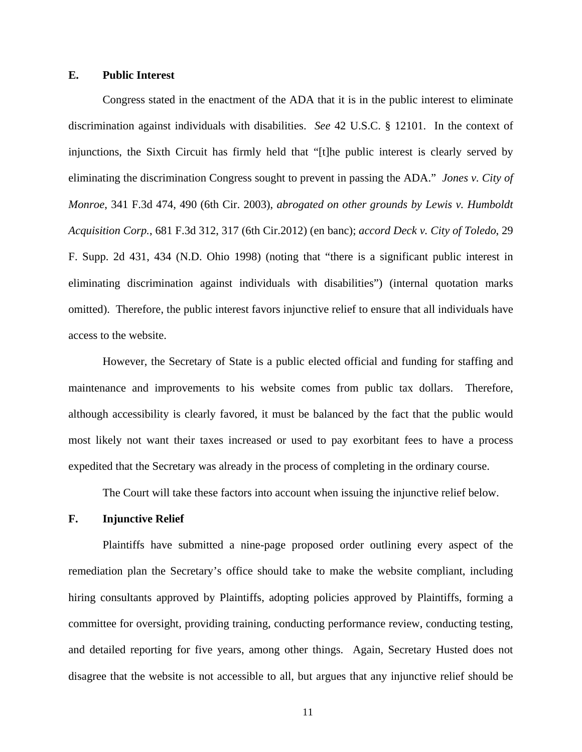### E. Public Interest

Congress stated in the enactment of the ADA that it is in the public interest to eliminate discrimination against individuals with disabilities. *See* 42 U.S.C. § 12101. In the context of injunctions, the Sixth Circuit has firmly held that "[t]he public interest is clearly served by eliminating the discrimination Congress sought to prevent in passing the ADA." *Jones v. City of Monroe*, 341 F.3d 474, 490 (6th Cir. 2003), *abrogated on other grounds by Lewis v. Humboldt Acquisition Corp.*, 681 F.3d 312, 317 (6th Cir.2012) (en banc); *accord Deck v. City of Toledo*, 29 F. Supp. 2d 431, 434 (N.D. Ohio 1998) (noting that "there is a significant public interest in eliminating discrimination against individuals with disabilities") (internal quotation marks omitted). Therefore, the public interest favors injunctive relief to ensure that all individuals have access to the website.

However, the Secretary of State is a public elected official and funding for staffing and maintenance and improvements to his website comes from public tax dollars. Therefore, although accessibility is clearly favored, it must be balanced by the fact that the public would most likely not want their taxes increased or used to pay exorbitant fees to have a process expedited that the Secretary was already in the process of completing in the ordinary course.

The Court will take these factors into account when issuing the injunctive relief below.

### F. Injunctive Relief

Plaintiffs have submitted a nine-page proposed order outlining every aspect of the remediation plan the Secretary's office should take to make the website compliant, including hiring consultants approved by Plaintiffs, adopting policies approved by Plaintiffs, forming a committee for oversight, providing training, conducting performance review, conducting testing, and detailed reporting for five years, among other things. Again, Secretary Husted does not disagree that the website is not accessible to all, but argues that any injunctive relief should be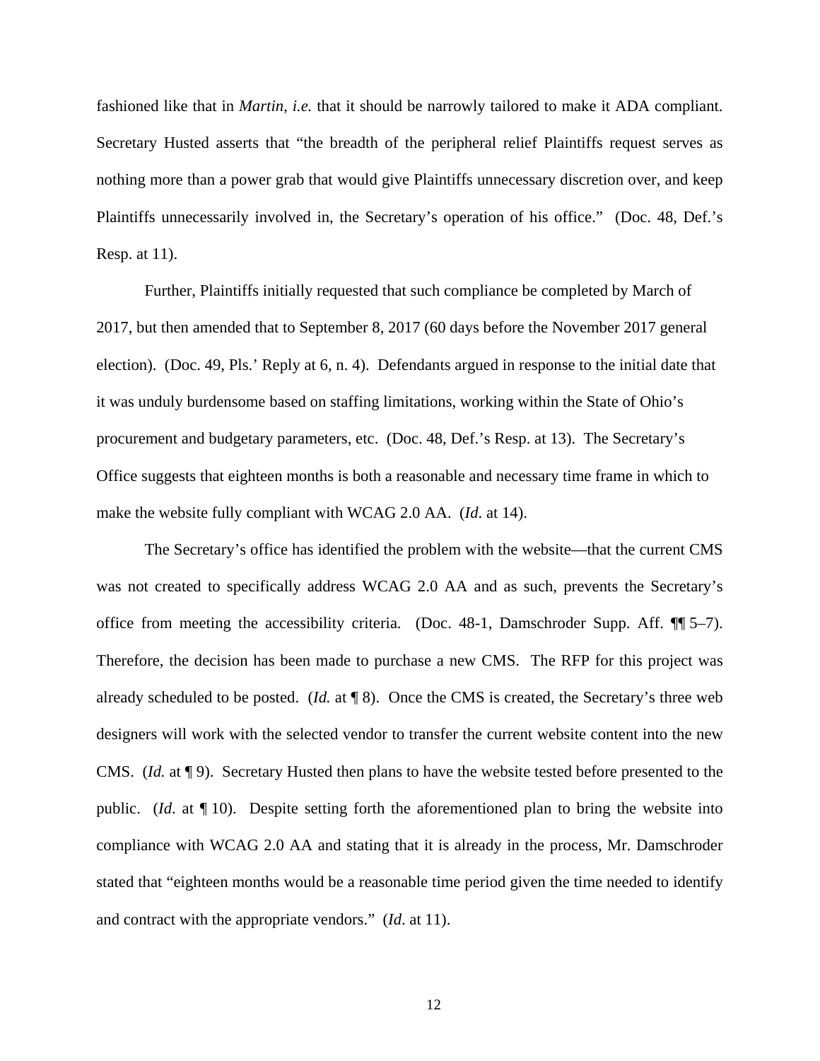fashioned like that in *Martin*, *i.e.* that it should be narrowly tailored to make it ADA compliant. Secretary Husted asserts that "the breadth of the peripheral relief Plaintiffs request serves as nothing more than a power grab that would give Plaintiffs unnecessary discretion over, and keep Plaintiffs unnecessarily involved in, the Secretary's operation of his office." (Doc. 48, Def.'s Resp. at 11).

Further, Plaintiffs initially requested that such compliance be completed by March of 2017, but then amended that to September 8, 2017 (60 days before the November 2017 general election). (Doc. 49, Pls.' Reply at 6, n. 4). Defendants argued in response to the initial date that it was unduly burdensome based on staffing limitations, working within the State of Ohio's procurement and budgetary parameters, etc. (Doc. 48, Def.'s Resp. at 13). The Secretary's Office suggests that eighteen months is both a reasonable and necessary time frame in which to make the website fully compliant with WCAG 2.0 AA. (*Id*. at 14).

The Secretary's office has identified the problem with the website—that the current CMS was not created to specifically address WCAG 2.0 AA and as such, prevents the Secretary's office from meeting the accessibility criteria. (Doc. 48-1, Damschroder Supp. Aff. ¶¶ 5–7). Therefore, the decision has been made to purchase a new CMS. The RFP for this project was already scheduled to be posted. (*Id.* at ¶ 8). Once the CMS is created, the Secretary's three web designers will work with the selected vendor to transfer the current website content into the new CMS. (*Id.* at ¶ 9). Secretary Husted then plans to have the website tested before presented to the public. (*Id*. at ¶ 10). Despite setting forth the aforementioned plan to bring the website into compliance with WCAG 2.0 AA and stating that it is already in the process, Mr. Damschroder stated that "eighteen months would be a reasonable time period given the time needed to identify and contract with the appropriate vendors." (*Id*. at 11).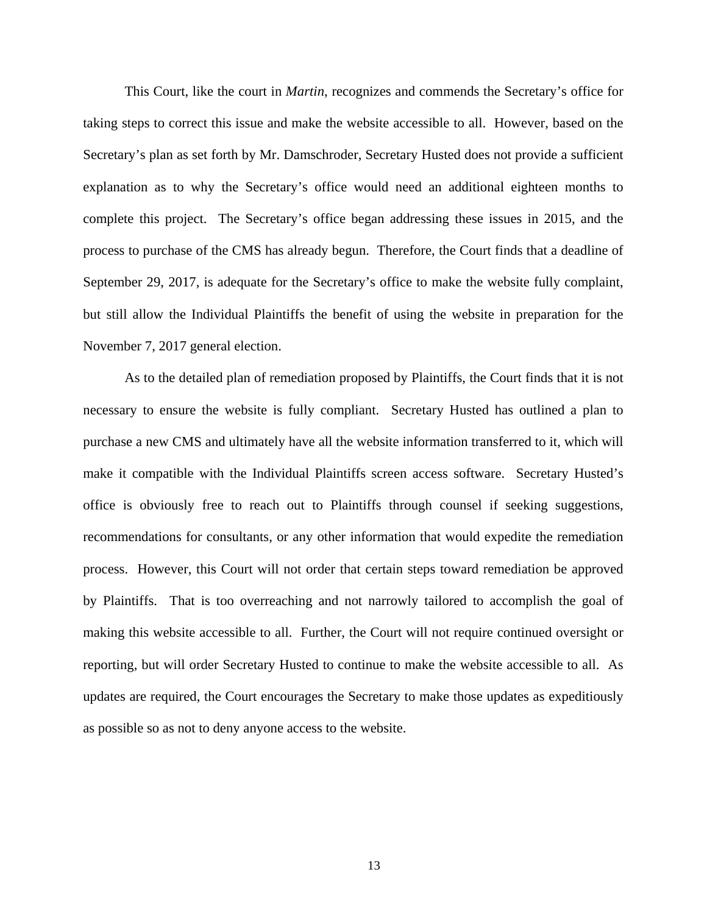This Court, like the court in *Martin*, recognizes and commends the Secretary's office for taking steps to correct this issue and make the website accessible to all. However, based on the Secretary's plan as set forth by Mr. Damschroder, Secretary Husted does not provide a sufficient explanation as to why the Secretary's office would need an additional eighteen months to complete this project. The Secretary's office began addressing these issues in 2015, and the process to purchase of the CMS has already begun. Therefore, the Court finds that a deadline of September 29, 2017, is adequate for the Secretary's office to make the website fully complaint, but still allow the Individual Plaintiffs the benefit of using the website in preparation for the November 7, 2017 general election.

As to the detailed plan of remediation proposed by Plaintiffs, the Court finds that it is not necessary to ensure the website is fully compliant. Secretary Husted has outlined a plan to purchase a new CMS and ultimately have all the website information transferred to it, which will make it compatible with the Individual Plaintiffs screen access software. Secretary Husted's office is obviously free to reach out to Plaintiffs through counsel if seeking suggestions, recommendations for consultants, or any other information that would expedite the remediation process. However, this Court will not order that certain steps toward remediation be approved by Plaintiffs. That is too overreaching and not narrowly tailored to accomplish the goal of making this website accessible to all. Further, the Court will not require continued oversight or reporting, but will order Secretary Husted to continue to make the website accessible to all. As updates are required, the Court encourages the Secretary to make those updates as expeditiously as possible so as not to deny anyone access to the website.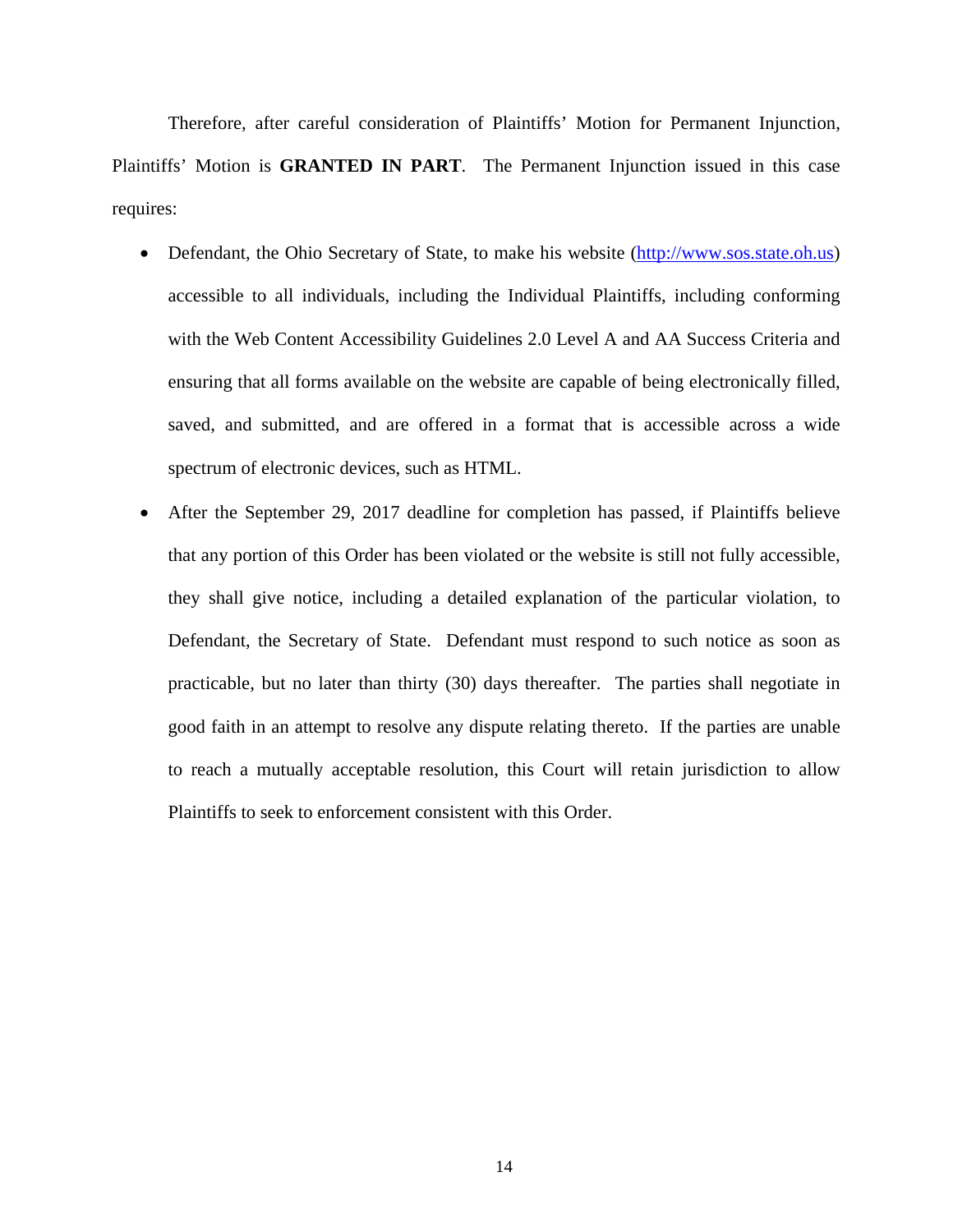Therefore, after careful consideration of Plaintiffs' Motion for Permanent Injunction, Plaintiffs' Motion is **GRANTED IN PART**. The Permanent Injunction issued in this case requires:

- Defendant, the Ohio Secretary of State, to make his website (http://www.sos.state.oh.us) accessible to all individuals, including the Individual Plaintiffs, including conforming with the Web Content Accessibility Guidelines 2.0 Level A and AA Success Criteria and ensuring that all forms available on the website are capable of being electronically filled, saved, and submitted, and are offered in a format that is accessible across a wide spectrum of electronic devices, such as HTML.
- After the September 29, 2017 deadline for completion has passed, if Plaintiffs believe that any portion of this Order has been violated or the website is still not fully accessible, they shall give notice, including a detailed explanation of the particular violation, to Defendant, the Secretary of State. Defendant must respond to such notice as soon as practicable, but no later than thirty (30) days thereafter. The parties shall negotiate in good faith in an attempt to resolve any dispute relating thereto. If the parties are unable to reach a mutually acceptable resolution, this Court will retain jurisdiction to allow Plaintiffs to seek to enforcement consistent with this Order.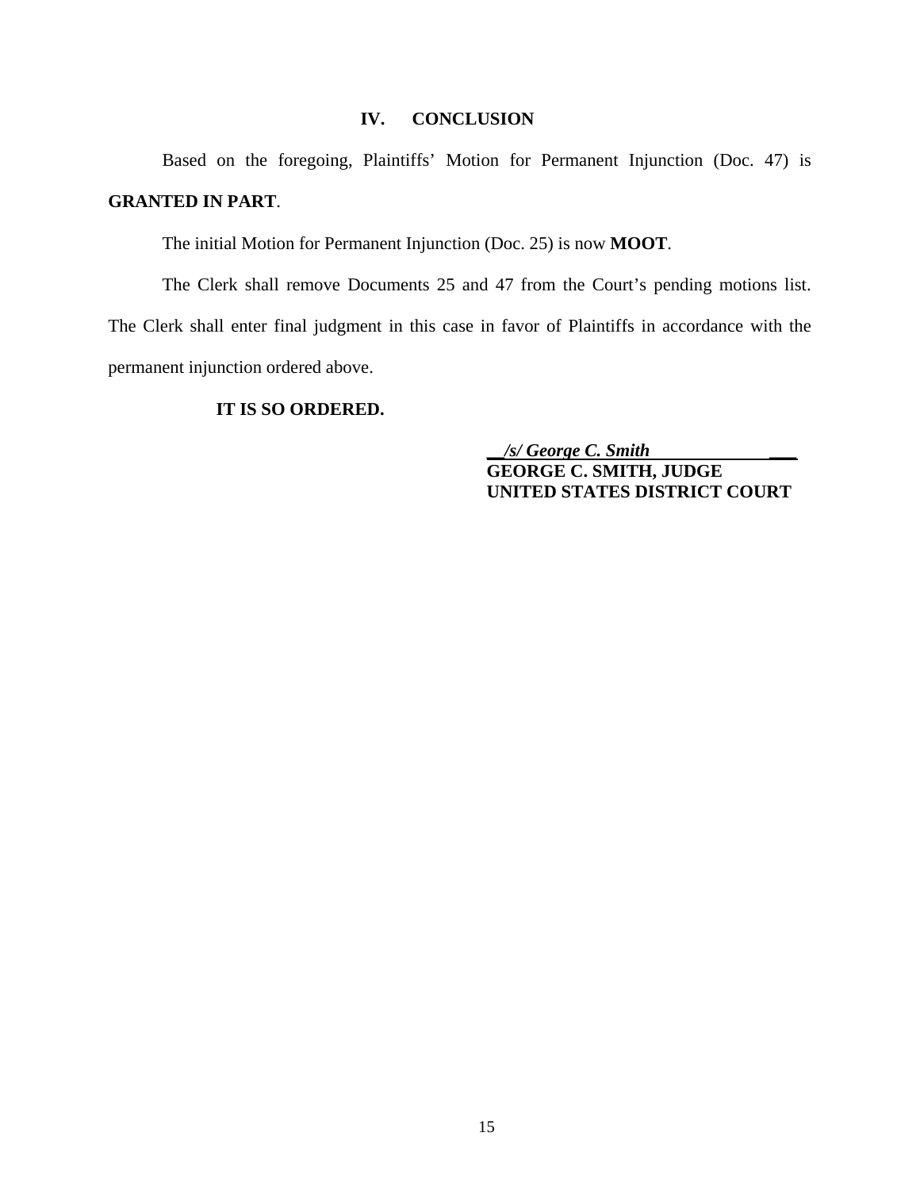## IV. CONCLUSION

Based on the foregoing, Plaintiffs' Motion for Permanent Injunction (Doc. 47) is **GRANTED IN PART**.

The initial Motion for Permanent Injunction (Doc. 25) is now **MOOT**.

The Clerk shall remove Documents 25 and 47 from the Court's pending motions list. The Clerk shall enter final judgment in this case in favor of Plaintiffs in accordance with the permanent injunction ordered above.

**IT IS SO ORDERED.**

***/s/ George C. Smith***
**GEORGE C. SMITH, JUDGE**
**UNITED STATES DISTRICT COURT**